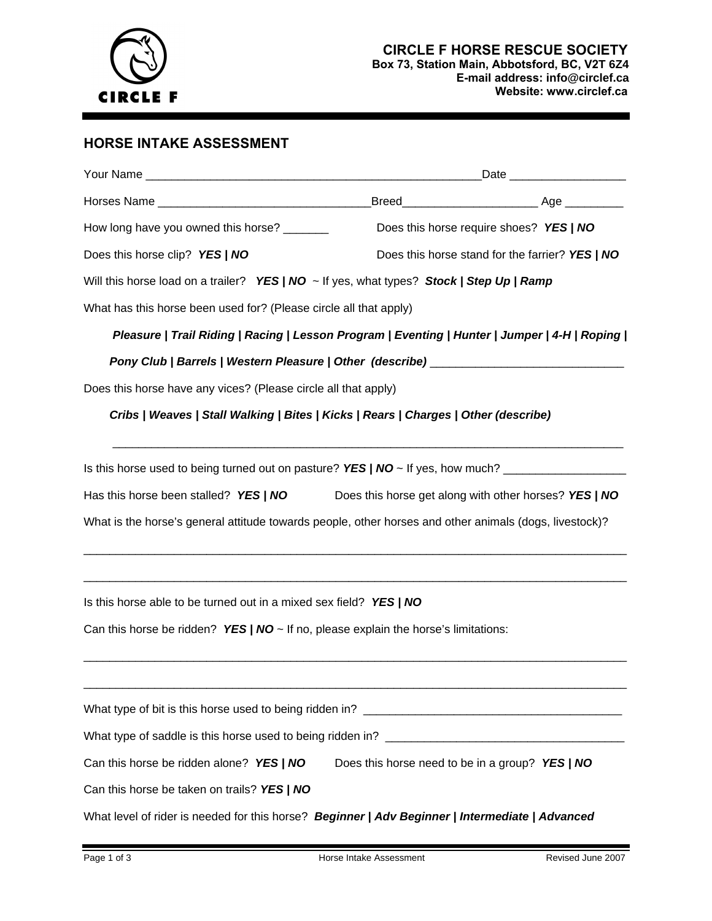CIRCLE F

**CIRCLE F HORSE RESCUE SOCIETY**
**Box 73, Station Main, Abbotsford, BC, V2T 6Z4**
**E-mail address: info@circlef.ca**
**Website: www.circlef.ca**

## HORSE INTAKE ASSESSMENT

Your Name _____________________________________________________Date __________________

Horses Name ________________________________Breed____________________ Age _________

How long have you owned this horse? _______ Does this horse require shoes? ***YES | NO***

Does this horse clip? ***YES | NO*** Does this horse stand for the farrier? ***YES | NO***

Will this horse load on a trailer? ***YES | NO*** ~ If yes, what types? ***Stock | Step Up | Ramp***

What has this horse been used for? (Please circle all that apply)

***Pleasure | Trail Riding | Racing | Lesson Program | Eventing | Hunter | Jumper | 4-H | Roping | Pony Club | Barrels | Western Pleasure | Other (describe)*** ______________________________

Does this horse have any vices? (Please circle all that apply)

***Cribs | Weaves | Stall Walking | Bites | Kicks | Rears | Charges | Other (describe)***

________________________________________________________________________________

Is this horse used to being turned out on pasture? ***YES | NO*** ~ If yes, how much? ___________________

Has this horse been stalled? ***YES | NO*** Does this horse get along with other horses? ***YES | NO***

What is the horse's general attitude towards people, other horses and other animals (dogs, livestock)?

__________________________________________________________________________________

__________________________________________________________________________________

Is this horse able to be turned out in a mixed sex field? ***YES | NO***

Can this horse be ridden? ***YES | NO*** ~ If no, please explain the horse's limitations:

__________________________________________________________________________________

__________________________________________________________________________________

What type of bit is this horse used to being ridden in? ________________________________________

What type of saddle is this horse used to being ridden in? _____________________________________

Can this horse be ridden alone? ***YES | NO*** Does this horse need to be in a group? ***YES | NO***

Can this horse be taken on trails? ***YES | NO***

What level of rider is needed for this horse? ***Beginner | Adv Beginner | Intermediate | Advanced***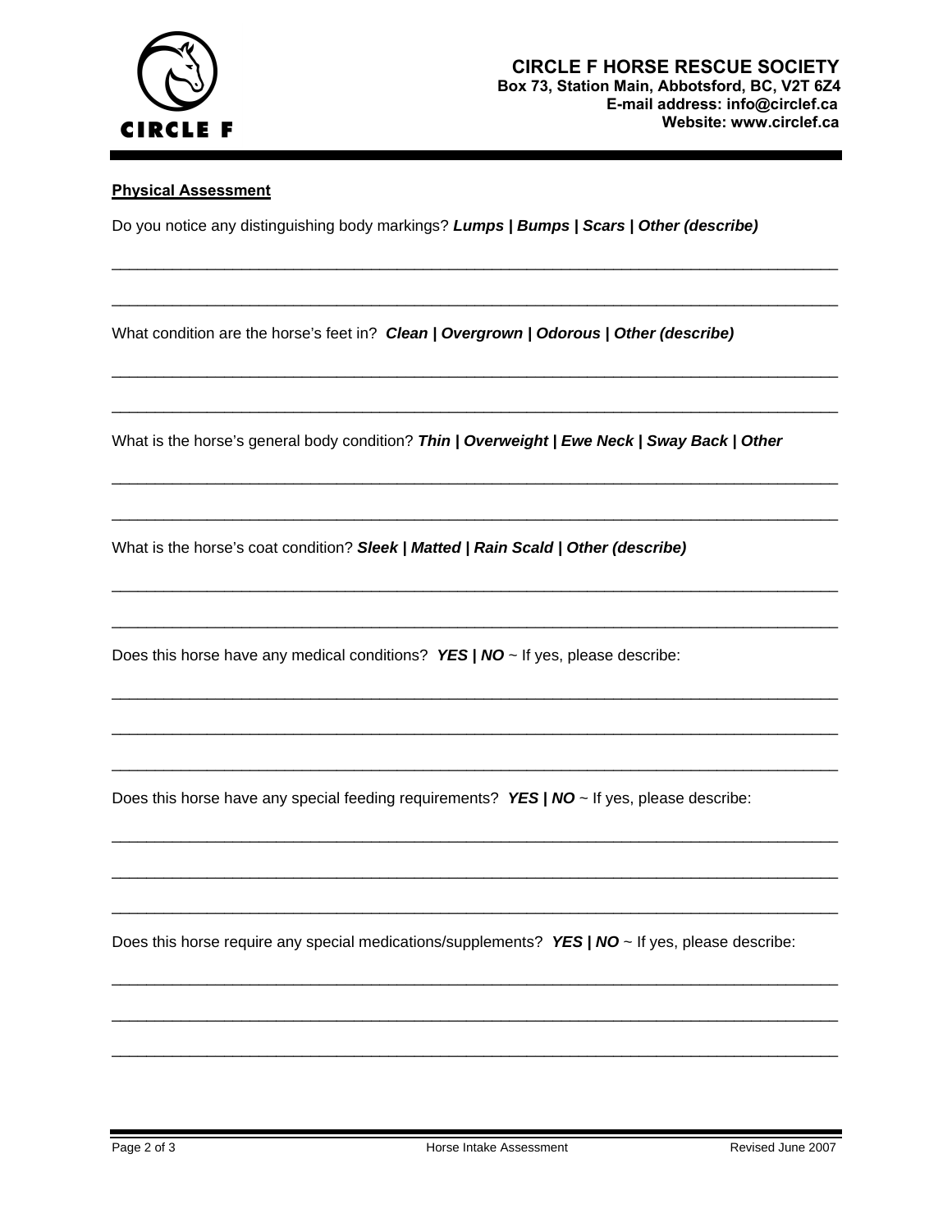**CIRCLE F HORSE RESCUE SOCIETY**
**Box 73, Station Main, Abbotsford, BC, V2T 6Z4**
**E-mail address: info@circlef.ca**
**Website: www.circlef.ca**

## Physical Assessment

Do you notice any distinguishing body markings? ***Lumps | Bumps | Scars | Other (describe)***

______________________________________________________________________________

______________________________________________________________________________

What condition are the horse's feet in? ***Clean | Overgrown | Odorous | Other (describe)***

______________________________________________________________________________

______________________________________________________________________________

What is the horse's general body condition? ***Thin | Overweight | Ewe Neck | Sway Back | Other***

______________________________________________________________________________

______________________________________________________________________________

What is the horse's coat condition? ***Sleek | Matted | Rain Scald | Other (describe)***

______________________________________________________________________________

______________________________________________________________________________

Does this horse have any medical conditions? ***YES | NO*** ~ If yes, please describe:

______________________________________________________________________________

______________________________________________________________________________

______________________________________________________________________________

Does this horse have any special feeding requirements? ***YES | NO*** ~ If yes, please describe:

______________________________________________________________________________

______________________________________________________________________________

______________________________________________________________________________

Does this horse require any special medications/supplements? ***YES | NO*** ~ If yes, please describe:

______________________________________________________________________________

______________________________________________________________________________

______________________________________________________________________________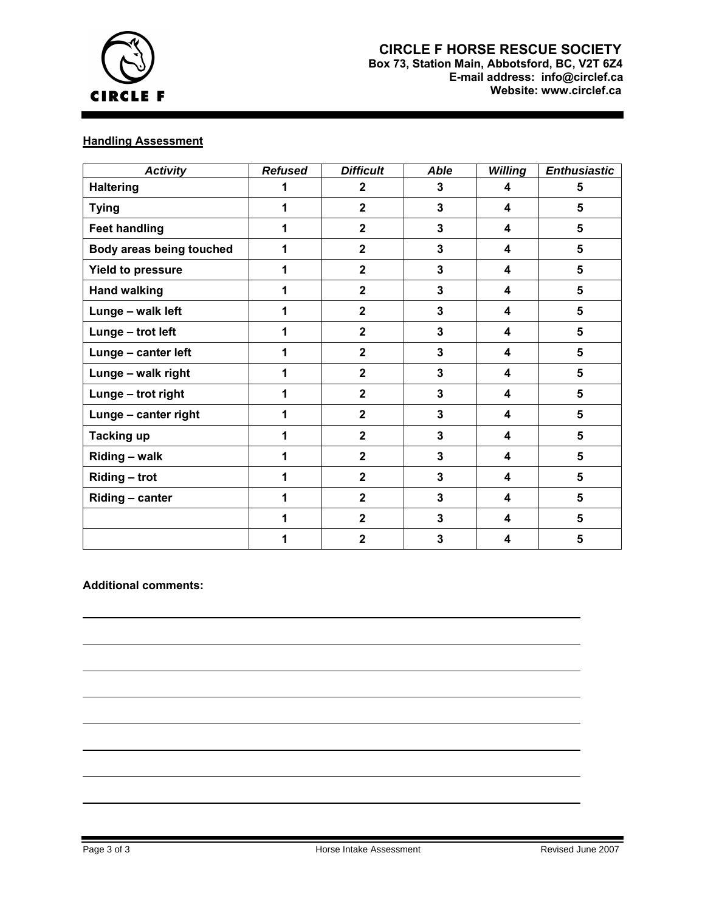**CIRCLE F HORSE RESCUE SOCIETY**
**Box 73, Station Main, Abbotsford, BC, V2T 6Z4**
**E-mail address: info@circlef.ca**
**Website: www.circlef.ca**

**Handling Assessment**

| *Activity* | *Refused* | *Difficult* | *Able* | *Willing* | *Enthusiastic* |
|---|---|---|---|---|---|
| **Haltering** | 1 | 2 | 3 | 4 | 5 |
| **Tying** | 1 | 2 | 3 | 4 | 5 |
| **Feet handling** | 1 | 2 | 3 | 4 | 5 |
| **Body areas being touched** | 1 | 2 | 3 | 4 | 5 |
| **Yield to pressure** | 1 | 2 | 3 | 4 | 5 |
| **Hand walking** | 1 | 2 | 3 | 4 | 5 |
| **Lunge – walk left** | 1 | 2 | 3 | 4 | 5 |
| **Lunge – trot left** | 1 | 2 | 3 | 4 | 5 |
| **Lunge – canter left** | 1 | 2 | 3 | 4 | 5 |
| **Lunge – walk right** | 1 | 2 | 3 | 4 | 5 |
| **Lunge – trot right** | 1 | 2 | 3 | 4 | 5 |
| **Lunge – canter right** | 1 | 2 | 3 | 4 | 5 |
| **Tacking up** | 1 | 2 | 3 | 4 | 5 |
| **Riding – walk** | 1 | 2 | 3 | 4 | 5 |
| **Riding – trot** | 1 | 2 | 3 | 4 | 5 |
| **Riding – canter** | 1 | 2 | 3 | 4 | 5 |
| | 1 | 2 | 3 | 4 | 5 |
| | 1 | 2 | 3 | 4 | 5 |

**Additional comments:**

\_\_\_\_\_\_\_\_\_\_\_\_\_\_\_\_\_\_\_\_\_\_\_\_\_\_\_\_\_\_\_\_\_\_\_\_\_\_\_\_\_\_\_\_\_\_\_\_\_\_\_\_\_\_\_\_\_\_\_\_\_\_

\_\_\_\_\_\_\_\_\_\_\_\_\_\_\_\_\_\_\_\_\_\_\_\_\_\_\_\_\_\_\_\_\_\_\_\_\_\_\_\_\_\_\_\_\_\_\_\_\_\_\_\_\_\_\_\_\_\_\_\_\_\_

\_\_\_\_\_\_\_\_\_\_\_\_\_\_\_\_\_\_\_\_\_\_\_\_\_\_\_\_\_\_\_\_\_\_\_\_\_\_\_\_\_\_\_\_\_\_\_\_\_\_\_\_\_\_\_\_\_\_\_\_\_\_

\_\_\_\_\_\_\_\_\_\_\_\_\_\_\_\_\_\_\_\_\_\_\_\_\_\_\_\_\_\_\_\_\_\_\_\_\_\_\_\_\_\_\_\_\_\_\_\_\_\_\_\_\_\_\_\_\_\_\_\_\_\_

\_\_\_\_\_\_\_\_\_\_\_\_\_\_\_\_\_\_\_\_\_\_\_\_\_\_\_\_\_\_\_\_\_\_\_\_\_\_\_\_\_\_\_\_\_\_\_\_\_\_\_\_\_\_\_\_\_\_\_\_\_\_

\_\_\_\_\_\_\_\_\_\_\_\_\_\_\_\_\_\_\_\_\_\_\_\_\_\_\_\_\_\_\_\_\_\_\_\_\_\_\_\_\_\_\_\_\_\_\_\_\_\_\_\_\_\_\_\_\_\_\_\_\_\_

\_\_\_\_\_\_\_\_\_\_\_\_\_\_\_\_\_\_\_\_\_\_\_\_\_\_\_\_\_\_\_\_\_\_\_\_\_\_\_\_\_\_\_\_\_\_\_\_\_\_\_\_\_\_\_\_\_\_\_\_\_\_

\_\_\_\_\_\_\_\_\_\_\_\_\_\_\_\_\_\_\_\_\_\_\_\_\_\_\_\_\_\_\_\_\_\_\_\_\_\_\_\_\_\_\_\_\_\_\_\_\_\_\_\_\_\_\_\_\_\_\_\_\_\_